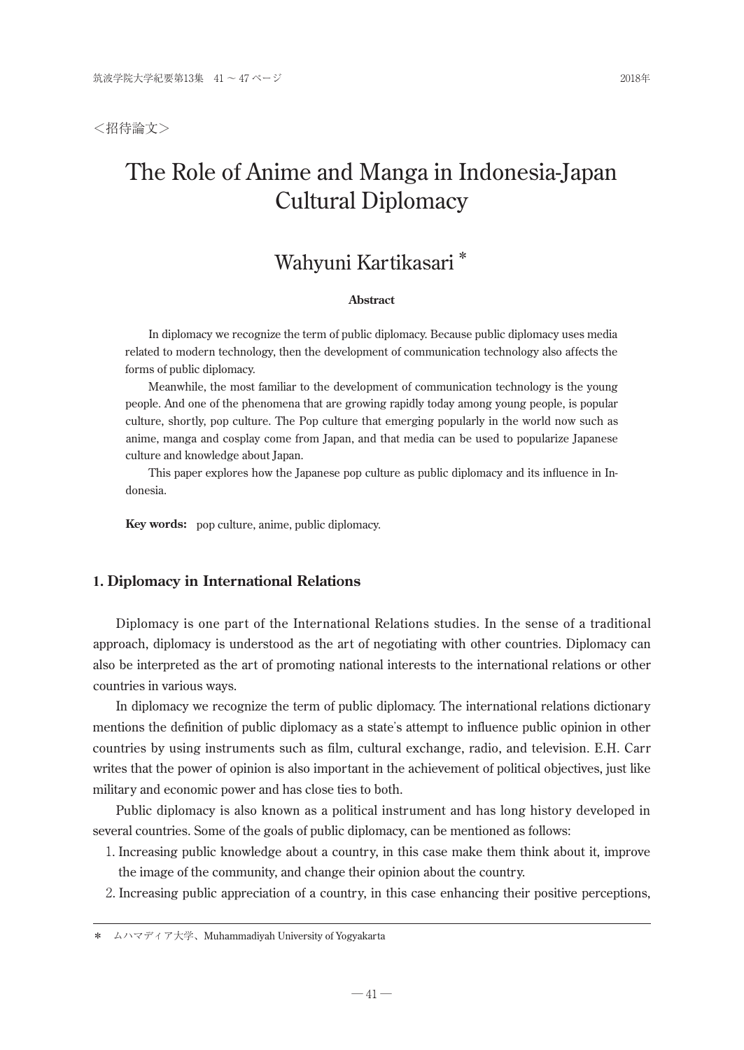<招待論文>

# The Role of Anime and Manga in Indonesia-Japan Cultural Diplomacy

## Wahyuni Kartikasari *

**Abstract**

In diplomacy we recognize the term of public diplomacy. Because public diplomacy uses media related to modern technology, then the development of communication technology also affects the forms of public diplomacy.

Meanwhile, the most familiar to the development of communication technology is the young people. And one of the phenomena that are growing rapidly today among young people, is popular culture, shortly, pop culture. The Pop culture that emerging popularly in the world now such as anime, manga and cosplay come from Japan, and that media can be used to popularize Japanese culture and knowledge about Japan.

This paper explores how the Japanese pop culture as public diplomacy and its influence in Indonesia.

**Key words:** pop culture, anime, public diplomacy.

### 1. Diplomacy in International Relations

Diplomacy is one part of the International Relations studies. In the sense of a traditional approach, diplomacy is understood as the art of negotiating with other countries. Diplomacy can also be interpreted as the art of promoting national interests to the international relations or other countries in various ways.

In diplomacy we recognize the term of public diplomacy. The international relations dictionary mentions the definition of public diplomacy as a state's attempt to influence public opinion in other countries by using instruments such as film, cultural exchange, radio, and television. E.H. Carr writes that the power of opinion is also important in the achievement of political objectives, just like military and economic power and has close ties to both.

Public diplomacy is also known as a political instrument and has long history developed in several countries. Some of the goals of public diplomacy, can be mentioned as follows:

1. Increasing public knowledge about a country, in this case make them think about it, improve the image of the community, and change their opinion about the country.
2. Increasing public appreciation of a country, in this case enhancing their positive perceptions,

* ムハマディア大学、Muhammadiyah University of Yogyakarta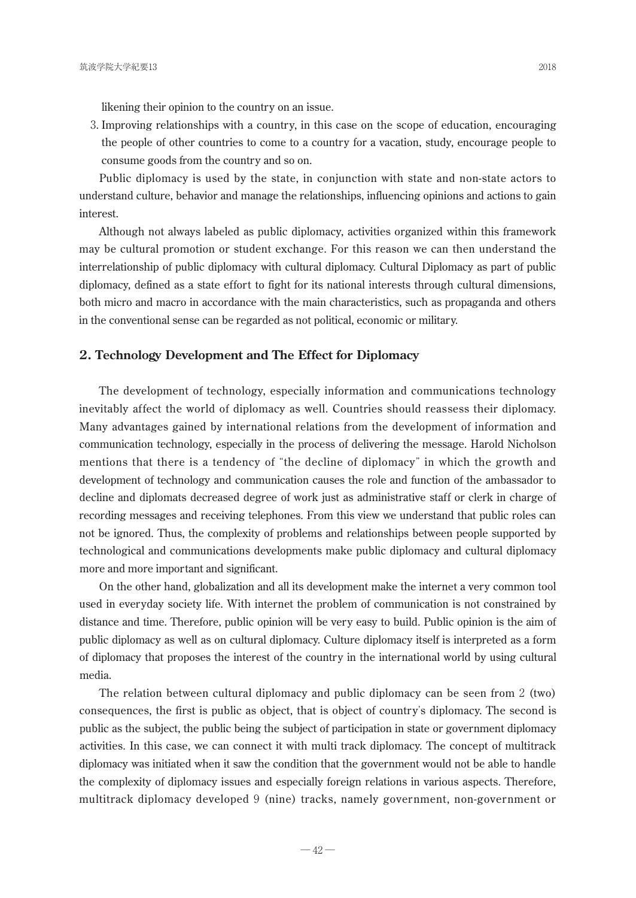likening their opinion to the country on an issue.

3. Improving relationships with a country, in this case on the scope of education, encouraging the people of other countries to come to a country for a vacation, study, encourage people to consume goods from the country and so on.

Public diplomacy is used by the state, in conjunction with state and non-state actors to understand culture, behavior and manage the relationships, influencing opinions and actions to gain interest.

Although not always labeled as public diplomacy, activities organized within this framework may be cultural promotion or student exchange. For this reason we can then understand the interrelationship of public diplomacy with cultural diplomacy. Cultural Diplomacy as part of public diplomacy, defined as a state effort to fight for its national interests through cultural dimensions, both micro and macro in accordance with the main characteristics, such as propaganda and others in the conventional sense can be regarded as not political, economic or military.

## 2. Technology Development and The Effect for Diplomacy

The development of technology, especially information and communications technology inevitably affect the world of diplomacy as well. Countries should reassess their diplomacy. Many advantages gained by international relations from the development of information and communication technology, especially in the process of delivering the message. Harold Nicholson mentions that there is a tendency of "the decline of diplomacy" in which the growth and development of technology and communication causes the role and function of the ambassador to decline and diplomats decreased degree of work just as administrative staff or clerk in charge of recording messages and receiving telephones. From this view we understand that public roles can not be ignored. Thus, the complexity of problems and relationships between people supported by technological and communications developments make public diplomacy and cultural diplomacy more and more important and significant.

On the other hand, globalization and all its development make the internet a very common tool used in everyday society life. With internet the problem of communication is not constrained by distance and time. Therefore, public opinion will be very easy to build. Public opinion is the aim of public diplomacy as well as on cultural diplomacy. Culture diplomacy itself is interpreted as a form of diplomacy that proposes the interest of the country in the international world by using cultural media.

The relation between cultural diplomacy and public diplomacy can be seen from 2 (two) consequences, the first is public as object, that is object of country's diplomacy. The second is public as the subject, the public being the subject of participation in state or government diplomacy activities. In this case, we can connect it with multi track diplomacy. The concept of multitrack diplomacy was initiated when it saw the condition that the government would not be able to handle the complexity of diplomacy issues and especially foreign relations in various aspects. Therefore, multitrack diplomacy developed 9 (nine) tracks, namely government, non-government or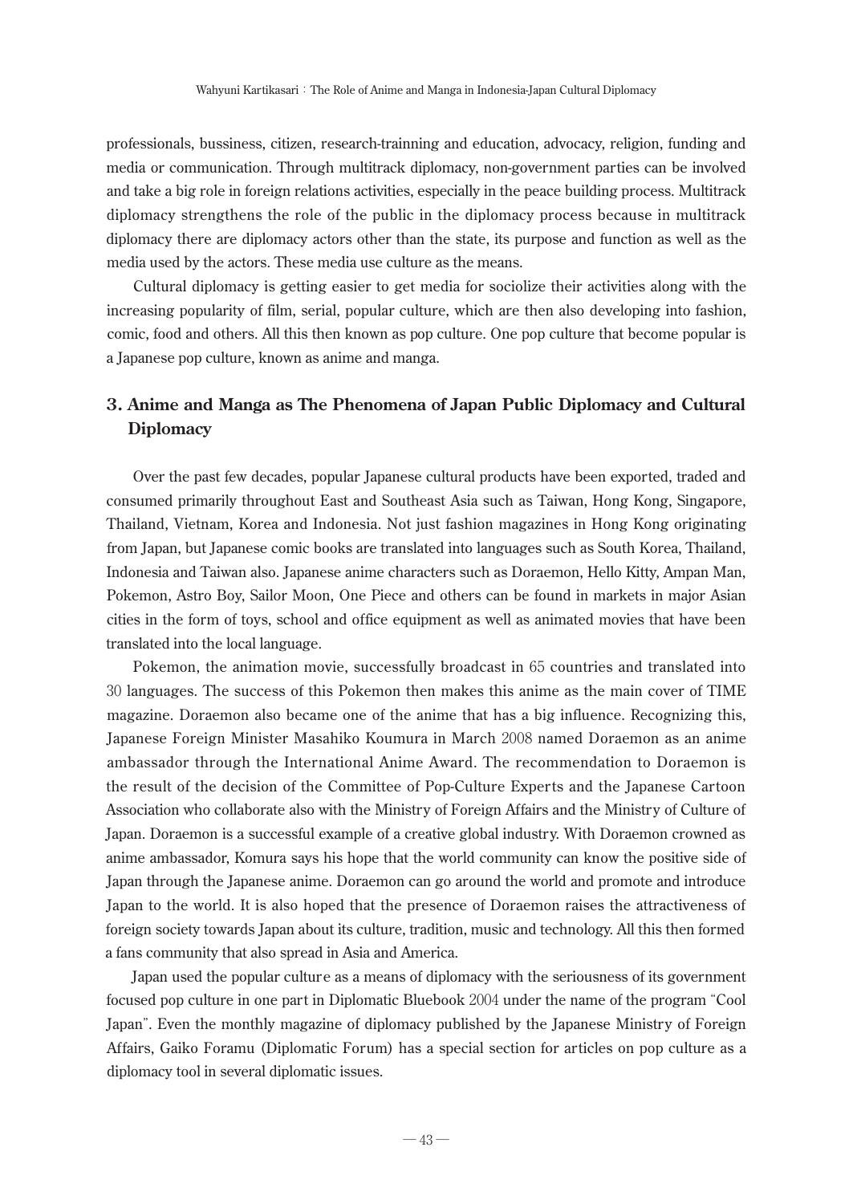professionals, bussiness, citizen, research-trainning and education, advocacy, religion, funding and media or communication. Through multitrack diplomacy, non-government parties can be involved and take a big role in foreign relations activities, especially in the peace building process. Multitrack diplomacy strengthens the role of the public in the diplomacy process because in multitrack diplomacy there are diplomacy actors other than the state, its purpose and function as well as the media used by the actors. These media use culture as the means.

Cultural diplomacy is getting easier to get media for sociolize their activities along with the increasing popularity of film, serial, popular culture, which are then also developing into fashion, comic, food and others. All this then known as pop culture. One pop culture that become popular is a Japanese pop culture, known as anime and manga.

## 3. Anime and Manga as The Phenomena of Japan Public Diplomacy and Cultural Diplomacy

Over the past few decades, popular Japanese cultural products have been exported, traded and consumed primarily throughout East and Southeast Asia such as Taiwan, Hong Kong, Singapore, Thailand, Vietnam, Korea and Indonesia. Not just fashion magazines in Hong Kong originating from Japan, but Japanese comic books are translated into languages such as South Korea, Thailand, Indonesia and Taiwan also. Japanese anime characters such as Doraemon, Hello Kitty, Ampan Man, Pokemon, Astro Boy, Sailor Moon, One Piece and others can be found in markets in major Asian cities in the form of toys, school and office equipment as well as animated movies that have been translated into the local language.

Pokemon, the animation movie, successfully broadcast in 65 countries and translated into 30 languages. The success of this Pokemon then makes this anime as the main cover of TIME magazine. Doraemon also became one of the anime that has a big influence. Recognizing this, Japanese Foreign Minister Masahiko Koumura in March 2008 named Doraemon as an anime ambassador through the International Anime Award. The recommendation to Doraemon is the result of the decision of the Committee of Pop-Culture Experts and the Japanese Cartoon Association who collaborate also with the Ministry of Foreign Affairs and the Ministry of Culture of Japan. Doraemon is a successful example of a creative global industry. With Doraemon crowned as anime ambassador, Komura says his hope that the world community can know the positive side of Japan through the Japanese anime. Doraemon can go around the world and promote and introduce Japan to the world. It is also hoped that the presence of Doraemon raises the attractiveness of foreign society towards Japan about its culture, tradition, music and technology. All this then formed a fans community that also spread in Asia and America.

Japan used the popular culture as a means of diplomacy with the seriousness of its government focused pop culture in one part in Diplomatic Bluebook 2004 under the name of the program "Cool Japan". Even the monthly magazine of diplomacy published by the Japanese Ministry of Foreign Affairs, Gaiko Foramu (Diplomatic Forum) has a special section for articles on pop culture as a diplomacy tool in several diplomatic issues.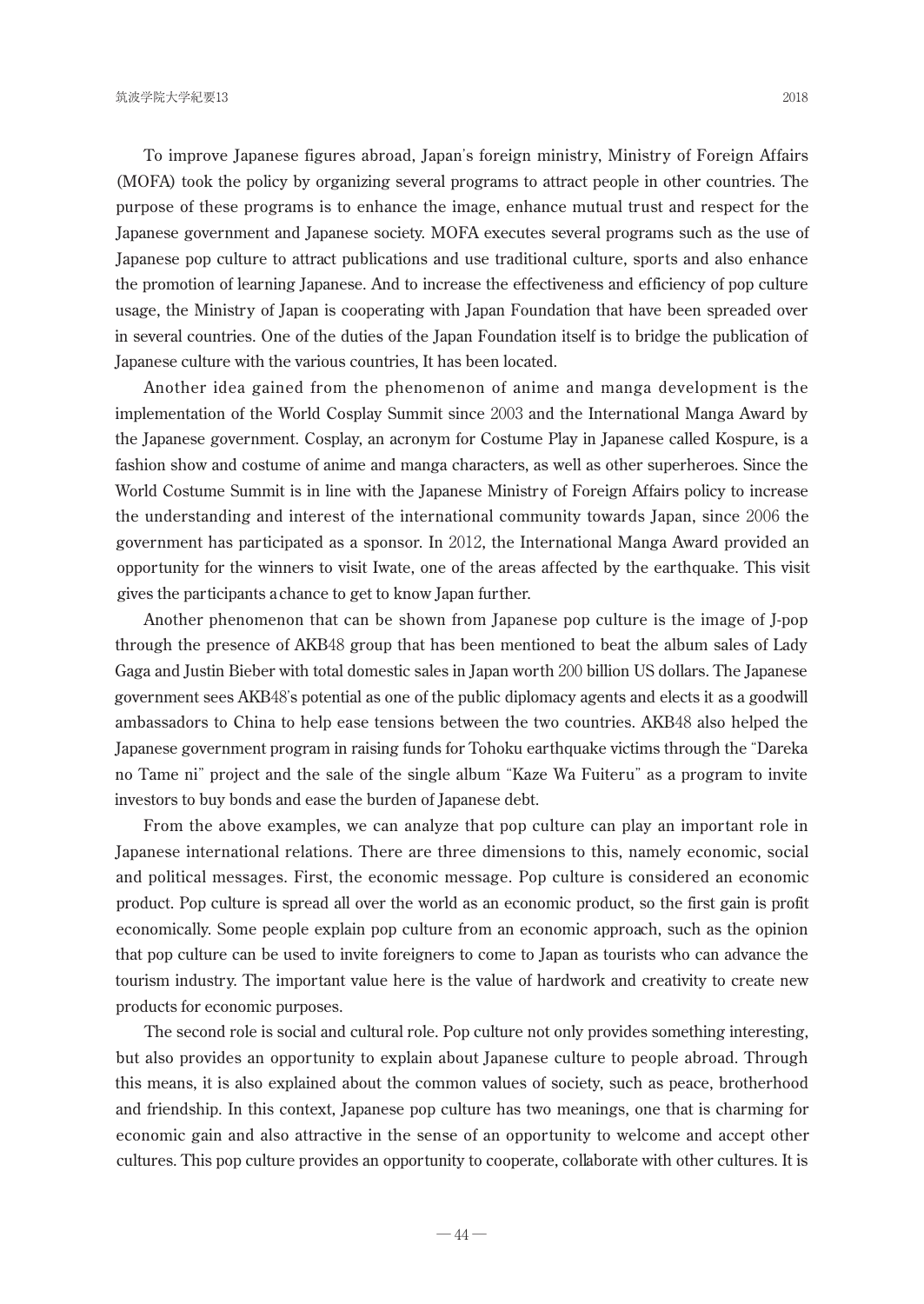To improve Japanese figures abroad, Japan's foreign ministry, Ministry of Foreign Affairs (MOFA) took the policy by organizing several programs to attract people in other countries. The purpose of these programs is to enhance the image, enhance mutual trust and respect for the Japanese government and Japanese society. MOFA executes several programs such as the use of Japanese pop culture to attract publications and use traditional culture, sports and also enhance the promotion of learning Japanese. And to increase the effectiveness and efficiency of pop culture usage, the Ministry of Japan is cooperating with Japan Foundation that have been spreaded over in several countries. One of the duties of the Japan Foundation itself is to bridge the publication of Japanese culture with the various countries, It has been located.

Another idea gained from the phenomenon of anime and manga development is the implementation of the World Cosplay Summit since 2003 and the International Manga Award by the Japanese government. Cosplay, an acronym for Costume Play in Japanese called Kospure, is a fashion show and costume of anime and manga characters, as well as other superheroes. Since the World Costume Summit is in line with the Japanese Ministry of Foreign Affairs policy to increase the understanding and interest of the international community towards Japan, since 2006 the government has participated as a sponsor. In 2012, the International Manga Award provided an opportunity for the winners to visit Iwate, one of the areas affected by the earthquake. This visit gives the participants a chance to get to know Japan further.

Another phenomenon that can be shown from Japanese pop culture is the image of J-pop through the presence of AKB48 group that has been mentioned to beat the album sales of Lady Gaga and Justin Bieber with total domestic sales in Japan worth 200 billion US dollars. The Japanese government sees AKB48's potential as one of the public diplomacy agents and elects it as a goodwill ambassadors to China to help ease tensions between the two countries. AKB48 also helped the Japanese government program in raising funds for Tohoku earthquake victims through the "Dareka no Tame ni" project and the sale of the single album "Kaze Wa Fuiteru" as a program to invite investors to buy bonds and ease the burden of Japanese debt.

From the above examples, we can analyze that pop culture can play an important role in Japanese international relations. There are three dimensions to this, namely economic, social and political messages. First, the economic message. Pop culture is considered an economic product. Pop culture is spread all over the world as an economic product, so the first gain is profit economically. Some people explain pop culture from an economic approach, such as the opinion that pop culture can be used to invite foreigners to come to Japan as tourists who can advance the tourism industry. The important value here is the value of hardwork and creativity to create new products for economic purposes.

The second role is social and cultural role. Pop culture not only provides something interesting, but also provides an opportunity to explain about Japanese culture to people abroad. Through this means, it is also explained about the common values of society, such as peace, brotherhood and friendship. In this context, Japanese pop culture has two meanings, one that is charming for economic gain and also attractive in the sense of an opportunity to welcome and accept other cultures. This pop culture provides an opportunity to cooperate, collaborate with other cultures. It is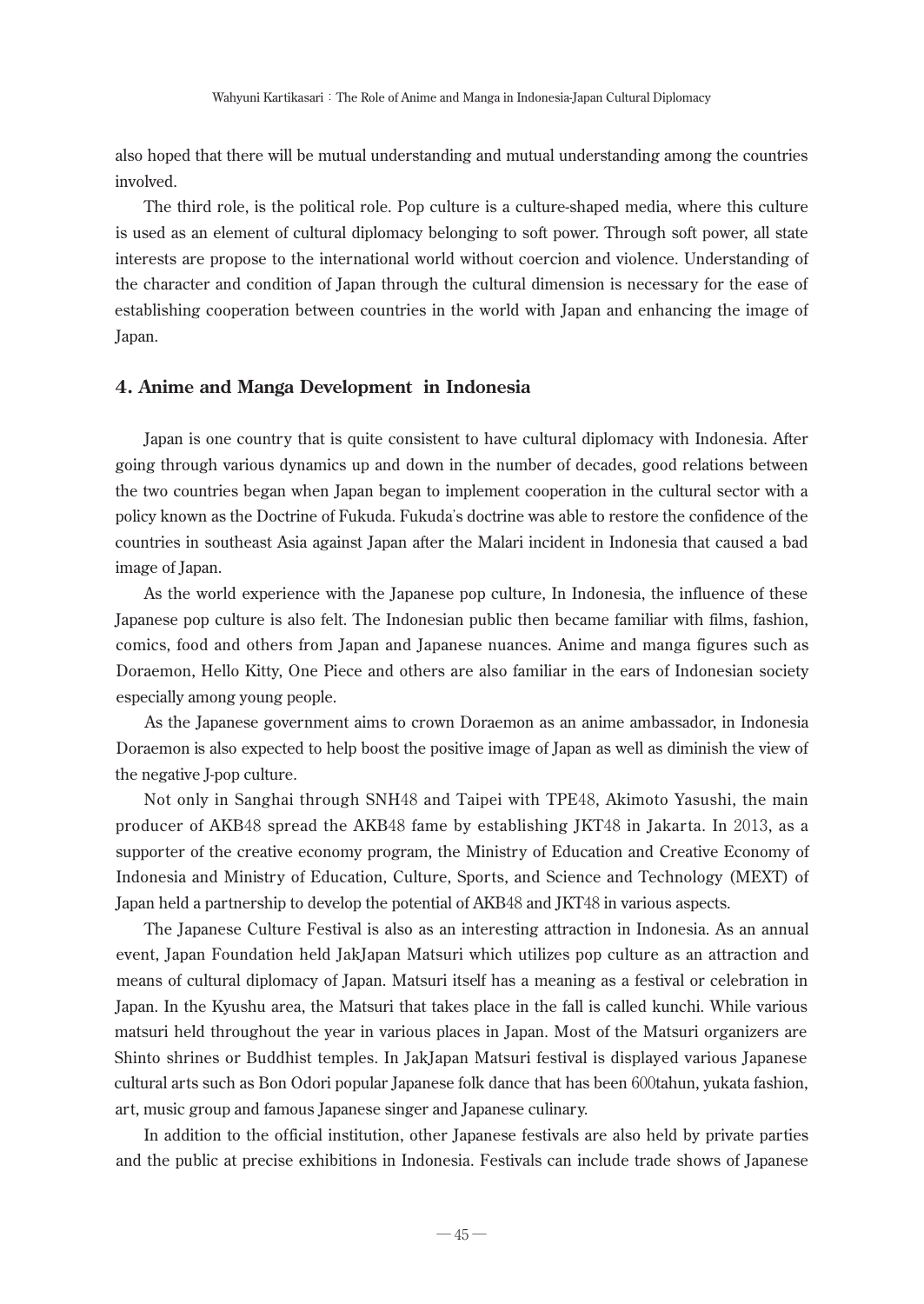also hoped that there will be mutual understanding and mutual understanding among the countries involved.

The third role, is the political role. Pop culture is a culture-shaped media, where this culture is used as an element of cultural diplomacy belonging to soft power. Through soft power, all state interests are propose to the international world without coercion and violence. Understanding of the character and condition of Japan through the cultural dimension is necessary for the ease of establishing cooperation between countries in the world with Japan and enhancing the image of Japan.

## 4. Anime and Manga Development in Indonesia

Japan is one country that is quite consistent to have cultural diplomacy with Indonesia. After going through various dynamics up and down in the number of decades, good relations between the two countries began when Japan began to implement cooperation in the cultural sector with a policy known as the Doctrine of Fukuda. Fukuda's doctrine was able to restore the confidence of the countries in southeast Asia against Japan after the Malari incident in Indonesia that caused a bad image of Japan.

As the world experience with the Japanese pop culture, In Indonesia, the influence of these Japanese pop culture is also felt. The Indonesian public then became familiar with films, fashion, comics, food and others from Japan and Japanese nuances. Anime and manga figures such as Doraemon, Hello Kitty, One Piece and others are also familiar in the ears of Indonesian society especially among young people.

As the Japanese government aims to crown Doraemon as an anime ambassador, in Indonesia Doraemon is also expected to help boost the positive image of Japan as well as diminish the view of the negative J-pop culture.

Not only in Sanghai through SNH48 and Taipei with TPE48, Akimoto Yasushi, the main producer of AKB48 spread the AKB48 fame by establishing JKT48 in Jakarta. In 2013, as a supporter of the creative economy program, the Ministry of Education and Creative Economy of Indonesia and Ministry of Education, Culture, Sports, and Science and Technology (MEXT) of Japan held a partnership to develop the potential of AKB48 and JKT48 in various aspects.

The Japanese Culture Festival is also as an interesting attraction in Indonesia. As an annual event, Japan Foundation held JakJapan Matsuri which utilizes pop culture as an attraction and means of cultural diplomacy of Japan. Matsuri itself has a meaning as a festival or celebration in Japan. In the Kyushu area, the Matsuri that takes place in the fall is called kunchi. While various matsuri held throughout the year in various places in Japan. Most of the Matsuri organizers are Shinto shrines or Buddhist temples. In JakJapan Matsuri festival is displayed various Japanese cultural arts such as Bon Odori popular Japanese folk dance that has been 600tahun, yukata fashion, art, music group and famous Japanese singer and Japanese culinary.

In addition to the official institution, other Japanese festivals are also held by private parties and the public at precise exhibitions in Indonesia. Festivals can include trade shows of Japanese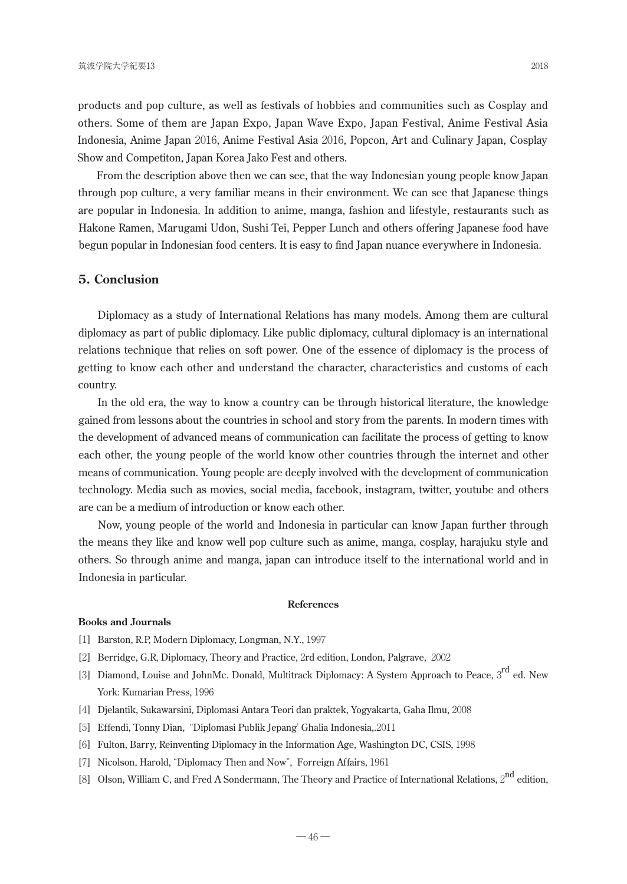products and pop culture, as well as festivals of hobbies and communities such as Cosplay and others. Some of them are Japan Expo, Japan Wave Expo, Japan Festival, Anime Festival Asia Indonesia, Anime Japan 2016, Anime Festival Asia 2016, Popcon, Art and Culinary Japan, Cosplay Show and Competiton, Japan Korea Jako Fest and others.

From the description above then we can see, that the way Indonesian young people know Japan through pop culture, a very familiar means in their environment. We can see that Japanese things are popular in Indonesia. In addition to anime, manga, fashion and lifestyle, restaurants such as Hakone Ramen, Marugami Udon, Sushi Tei, Pepper Lunch and others offering Japanese food have begun popular in Indonesian food centers. It is easy to find Japan nuance everywhere in Indonesia.

## 5. Conclusion

Diplomacy as a study of International Relations has many models. Among them are cultural diplomacy as part of public diplomacy. Like public diplomacy, cultural diplomacy is an international relations technique that relies on soft power. One of the essence of diplomacy is the process of getting to know each other and understand the character, characteristics and customs of each country.

In the old era, the way to know a country can be through historical literature, the knowledge gained from lessons about the countries in school and story from the parents. In modern times with the development of advanced means of communication can facilitate the process of getting to know each other, the young people of the world know other countries through the internet and other means of communication. Young people are deeply involved with the development of communication technology. Media such as movies, social media, facebook, instagram, twitter, youtube and others are can be a medium of introduction or know each other.

Now, young people of the world and Indonesia in particular can know Japan further through the means they like and know well pop culture such as anime, manga, cosplay, harajuku style and others. So through anime and manga, japan can introduce itself to the international world and in Indonesia in particular.

### References

**Books and Journals**

[1] Barston, R.P, Modern Diplomacy, Longman, N.Y., 1997

[2] Berridge, G.R, Diplomacy, Theory and Practice, 2rd edition, London, Palgrave, 2002

[3] Diamond, Louise and JohnMc. Donald, Multitrack Diplomacy: A System Approach to Peace, 3rd ed. New York: Kumarian Press, 1996

[4] Djelantik, Sukawarsini, Diplomasi Antara Teori dan praktek, Yogyakarta, Gaha Ilmu, 2008

[5] Effendi, Tonny Dian, "Diplomasi Publik Jepang' Ghalia Indonesia,.2011

[6] Fulton, Barry, Reinventing Diplomacy in the Information Age, Washington DC, CSIS, 1998

[7] Nicolson, Harold, "Diplomacy Then and Now", Forreign Affairs, 1961

[8] Olson, William C, and Fred A Sondermann, The Theory and Practice of International Relations, 2nd edition,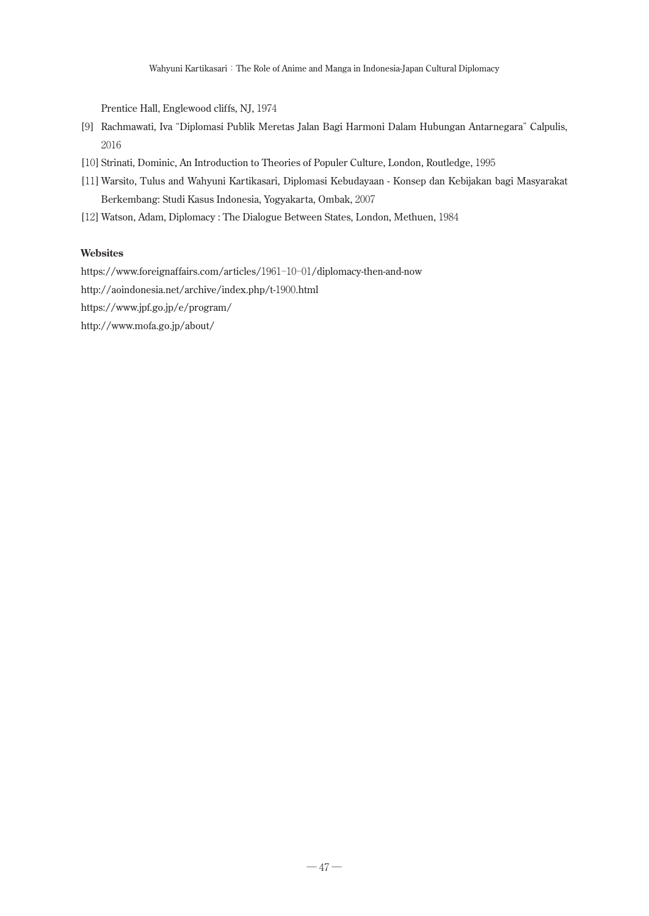Prentice Hall, Englewood cliffs, NJ, 1974

[9] Rachmawati, Iva "Diplomasi Publik Meretas Jalan Bagi Harmoni Dalam Hubungan Antarnegara" Calpulis, 2016

[10] Strinati, Dominic, An Introduction to Theories of Populer Culture, London, Routledge, 1995

[11] Warsito, Tulus and Wahyuni Kartikasari, Diplomasi Kebudayaan - Konsep dan Kebijakan bagi Masyarakat Berkembang: Studi Kasus Indonesia, Yogyakarta, Ombak, 2007

[12] Watson, Adam, Diplomacy : The Dialogue Between States, London, Methuen, 1984

**Websites**

https://www.foreignaffairs.com/articles/1961-10-01/diplomacy-then-and-now

http://aoindonesia.net/archive/index.php/t-1900.html

https://www.jpf.go.jp/e/program/

http://www.mofa.go.jp/about/